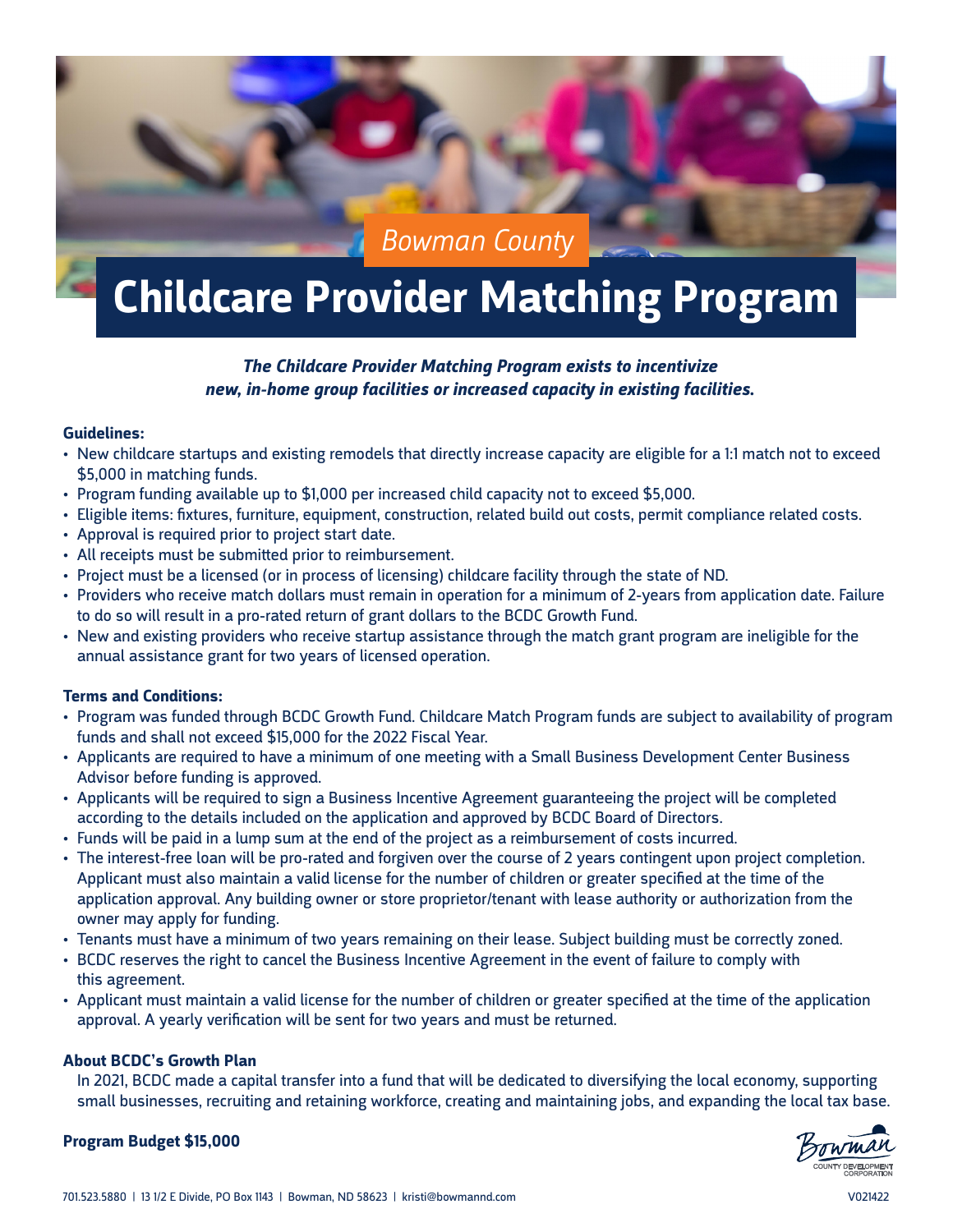*Bowman County*

# Childcare Provider Matching Program

***The Childcare Provider Matching Program exists to incentivize new, in-home group facilities or increased capacity in existing facilities.***

**Guidelines:**

- New childcare startups and existing remodels that directly increase capacity are eligible for a 1:1 match not to exceed $5,000 in matching funds.
- Program funding available up to $1,000 per increased child capacity not to exceed $5,000.
- Eligible items: fixtures, furniture, equipment, construction, related build out costs, permit compliance related costs.
- Approval is required prior to project start date.
- All receipts must be submitted prior to reimbursement.
- Project must be a licensed (or in process of licensing) childcare facility through the state of ND.
- Providers who receive match dollars must remain in operation for a minimum of 2-years from application date. Failure to do so will result in a pro-rated return of grant dollars to the BCDC Growth Fund.
- New and existing providers who receive startup assistance through the match grant program are ineligible for the annual assistance grant for two years of licensed operation.

**Terms and Conditions:**

- Program was funded through BCDC Growth Fund. Childcare Match Program funds are subject to availability of program funds and shall not exceed $15,000 for the 2022 Fiscal Year.
- Applicants are required to have a minimum of one meeting with a Small Business Development Center Business Advisor before funding is approved.
- Applicants will be required to sign a Business Incentive Agreement guaranteeing the project will be completed according to the details included on the application and approved by BCDC Board of Directors.
- Funds will be paid in a lump sum at the end of the project as a reimbursement of costs incurred.
- The interest-free loan will be pro-rated and forgiven over the course of 2 years contingent upon project completion. Applicant must also maintain a valid license for the number of children or greater specified at the time of the application approval. Any building owner or store proprietor/tenant with lease authority or authorization from the owner may apply for funding.
- Tenants must have a minimum of two years remaining on their lease. Subject building must be correctly zoned.
- BCDC reserves the right to cancel the Business Incentive Agreement in the event of failure to comply with this agreement.
- Applicant must maintain a valid license for the number of children or greater specified at the time of the application approval. A yearly verification will be sent for two years and must be returned.

**About BCDC's Growth Plan**

In 2021, BCDC made a capital transfer into a fund that will be dedicated to diversifying the local economy, supporting small businesses, recruiting and retaining workforce, creating and maintaining jobs, and expanding the local tax base.

**Program Budget $15,000**

Bowman COUNTY DEVELOPMENT CORPORATION

701.523.5880 | 13 1/2 E Divide, PO Box 1143 | Bowman, ND 58623 | kristi@bowmannd.com

V021422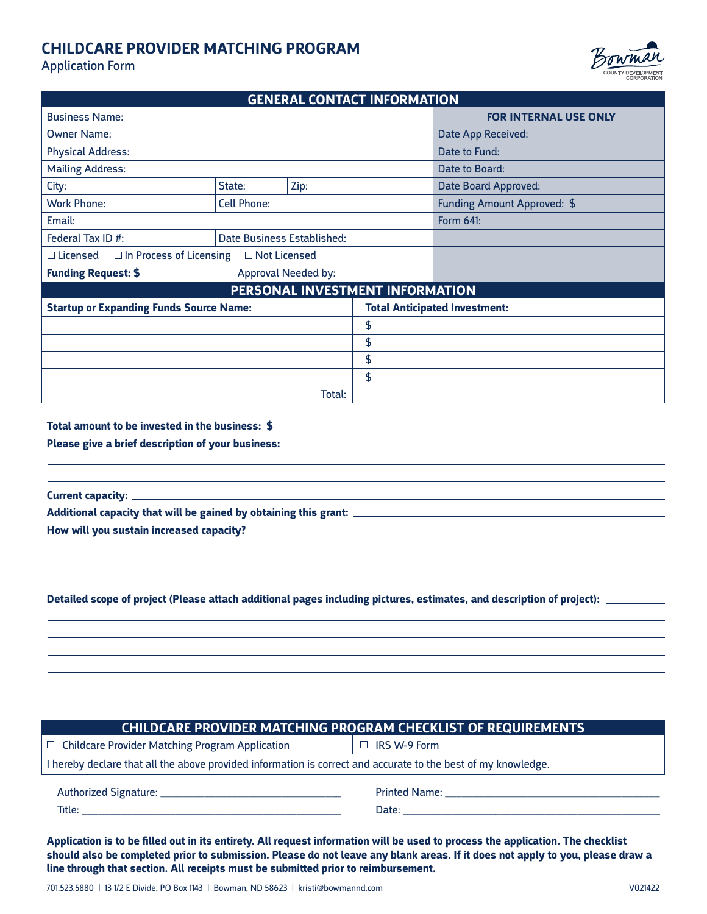# CHILDCARE PROVIDER MATCHING PROGRAM

Application Form

Bowman County Development Corporation

| GENERAL CONTACT INFORMATION | | | |
|---|---|---|---|
| Business Name: | | | **FOR INTERNAL USE ONLY** |
| Owner Name: | | | Date App Received: |
| Physical Address: | | | Date to Fund: |
| Mailing Address: | | | Date to Board: |
| City: | State: | Zip: | Date Board Approved: |
| Work Phone: | Cell Phone: | | Funding Amount Approved: $ |
| Email: | | | Form 641: |
| Federal Tax ID #: | Date Business Established: | | |
| ☐ Licensed ☐ In Process of Licensing ☐ Not Licensed | | | |
| **Funding Request: $** | Approval Needed by: | | |

| PERSONAL INVESTMENT INFORMATION | |
|---|---|
| **Startup or Expanding Funds Source Name:** | **Total Anticipated Investment:** |
| | $ |
| | $ |
| | $ |
| | $ |
| Total: | |

**Total amount to be invested in the business: $** ______________________

**Please give a brief description of your business:** ______________________

**Current capacity:** ______________________

**Additional capacity that will be gained by obtaining this grant:** ______________________

**How will you sustain increased capacity?** ______________________

**Detailed scope of project (Please attach additional pages including pictures, estimates, and description of project):** ______________________

| CHILDCARE PROVIDER MATCHING PROGRAM CHECKLIST OF REQUIREMENTS | |
|---|---|
| ☐ Childcare Provider Matching Program Application | ☐ IRS W-9 Form |
| I hereby declare that all the above provided information is correct and accurate to the best of my knowledge. | |

Authorized Signature: ______________________ Printed Name: ______________________

Title: ______________________ Date: ______________________

**Application is to be filled out in its entirety. All request information will be used to process the application. The checklist should also be completed prior to submission. Please do not leave any blank areas. If it does not apply to you, please draw a line through that section. All receipts must be submitted prior to reimbursement.**

701.523.5880 | 13 1/2 E Divide, PO Box 1143 | Bowman, ND 58623 | kristi@bowmannd.com

V021422